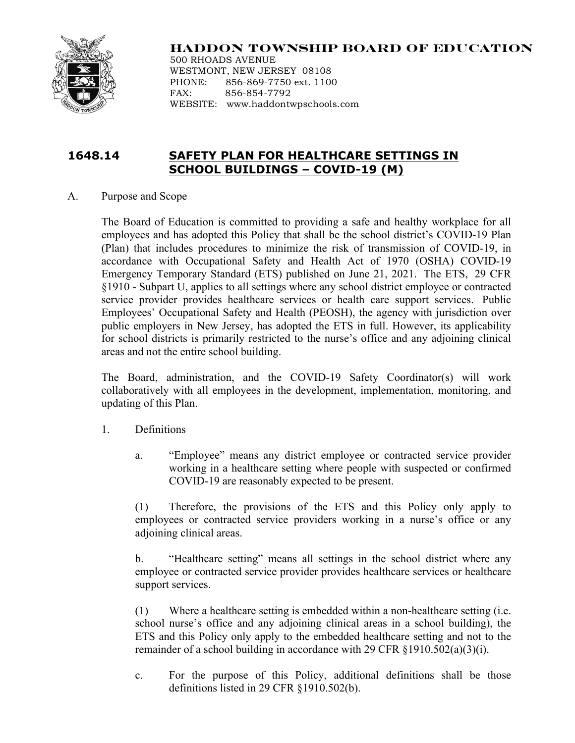# HADDON TOWNSHIP BOARD OF EDUCATION

500 RHOADS AVENUE
WESTMONT, NEW JERSEY 08108
PHONE: 856-869-7750 ext. 1100
FAX: 856-854-7792
WEBSITE: www.haddontwpschools.com

## 1648.14 SAFETY PLAN FOR HEALTHCARE SETTINGS IN SCHOOL BUILDINGS – COVID-19 (M)

A. Purpose and Scope

The Board of Education is committed to providing a safe and healthy workplace for all employees and has adopted this Policy that shall be the school district's COVID-19 Plan (Plan) that includes procedures to minimize the risk of transmission of COVID-19, in accordance with Occupational Safety and Health Act of 1970 (OSHA) COVID-19 Emergency Temporary Standard (ETS) published on June 21, 2021. The ETS, 29 CFR §1910 - Subpart U, applies to all settings where any school district employee or contracted service provider provides healthcare services or health care support services. Public Employees' Occupational Safety and Health (PEOSH), the agency with jurisdiction over public employers in New Jersey, has adopted the ETS in full. However, its applicability for school districts is primarily restricted to the nurse's office and any adjoining clinical areas and not the entire school building.

The Board, administration, and the COVID-19 Safety Coordinator(s) will work collaboratively with all employees in the development, implementation, monitoring, and updating of this Plan.

1. Definitions

   a. "Employee" means any district employee or contracted service provider working in a healthcare setting where people with suspected or confirmed COVID-19 are reasonably expected to be present.

   (1) Therefore, the provisions of the ETS and this Policy only apply to employees or contracted service providers working in a nurse's office or any adjoining clinical areas.

   b. "Healthcare setting" means all settings in the school district where any employee or contracted service provider provides healthcare services or healthcare support services.

   (1) Where a healthcare setting is embedded within a non-healthcare setting (i.e. school nurse's office and any adjoining clinical areas in a school building), the ETS and this Policy only apply to the embedded healthcare setting and not to the remainder of a school building in accordance with 29 CFR §1910.502(a)(3)(i).

   c. For the purpose of this Policy, additional definitions shall be those definitions listed in 29 CFR §1910.502(b).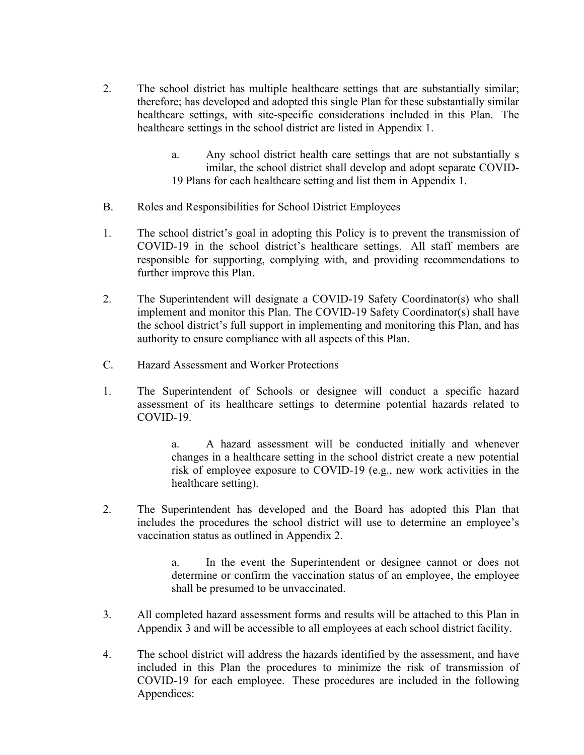2. The school district has multiple healthcare settings that are substantially similar; therefore; has developed and adopted this single Plan for these substantially similar healthcare settings, with site-specific considerations included in this Plan. The healthcare settings in the school district are listed in Appendix 1.

   a. Any school district health care settings that are not substantially s imilar, the school district shall develop and adopt separate COVID-19 Plans for each healthcare setting and list them in Appendix 1.

B. Roles and Responsibilities for School District Employees

1. The school district's goal in adopting this Policy is to prevent the transmission of COVID-19 in the school district's healthcare settings. All staff members are responsible for supporting, complying with, and providing recommendations to further improve this Plan.

2. The Superintendent will designate a COVID-19 Safety Coordinator(s) who shall implement and monitor this Plan. The COVID-19 Safety Coordinator(s) shall have the school district's full support in implementing and monitoring this Plan, and has authority to ensure compliance with all aspects of this Plan.

C. Hazard Assessment and Worker Protections

1. The Superintendent of Schools or designee will conduct a specific hazard assessment of its healthcare settings to determine potential hazards related to COVID-19.

   a. A hazard assessment will be conducted initially and whenever changes in a healthcare setting in the school district create a new potential risk of employee exposure to COVID-19 (e.g., new work activities in the healthcare setting).

2. The Superintendent has developed and the Board has adopted this Plan that includes the procedures the school district will use to determine an employee's vaccination status as outlined in Appendix 2.

   a. In the event the Superintendent or designee cannot or does not determine or confirm the vaccination status of an employee, the employee shall be presumed to be unvaccinated.

3. All completed hazard assessment forms and results will be attached to this Plan in Appendix 3 and will be accessible to all employees at each school district facility.

4. The school district will address the hazards identified by the assessment, and have included in this Plan the procedures to minimize the risk of transmission of COVID-19 for each employee. These procedures are included in the following Appendices: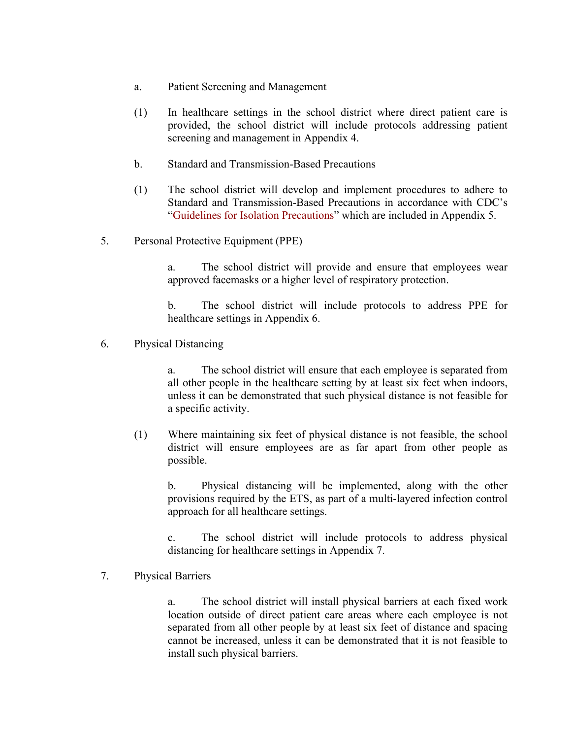a. Patient Screening and Management

(1) In healthcare settings in the school district where direct patient care is provided, the school district will include protocols addressing patient screening and management in Appendix 4.

b. Standard and Transmission-Based Precautions

(1) The school district will develop and implement procedures to adhere to Standard and Transmission-Based Precautions in accordance with CDC's "Guidelines for Isolation Precautions" which are included in Appendix 5.

5. Personal Protective Equipment (PPE)

a. The school district will provide and ensure that employees wear approved facemasks or a higher level of respiratory protection.

b. The school district will include protocols to address PPE for healthcare settings in Appendix 6.

6. Physical Distancing

a. The school district will ensure that each employee is separated from all other people in the healthcare setting by at least six feet when indoors, unless it can be demonstrated that such physical distance is not feasible for a specific activity.

(1) Where maintaining six feet of physical distance is not feasible, the school district will ensure employees are as far apart from other people as possible.

b. Physical distancing will be implemented, along with the other provisions required by the ETS, as part of a multi-layered infection control approach for all healthcare settings.

c. The school district will include protocols to address physical distancing for healthcare settings in Appendix 7.

7. Physical Barriers

a. The school district will install physical barriers at each fixed work location outside of direct patient care areas where each employee is not separated from all other people by at least six feet of distance and spacing cannot be increased, unless it can be demonstrated that it is not feasible to install such physical barriers.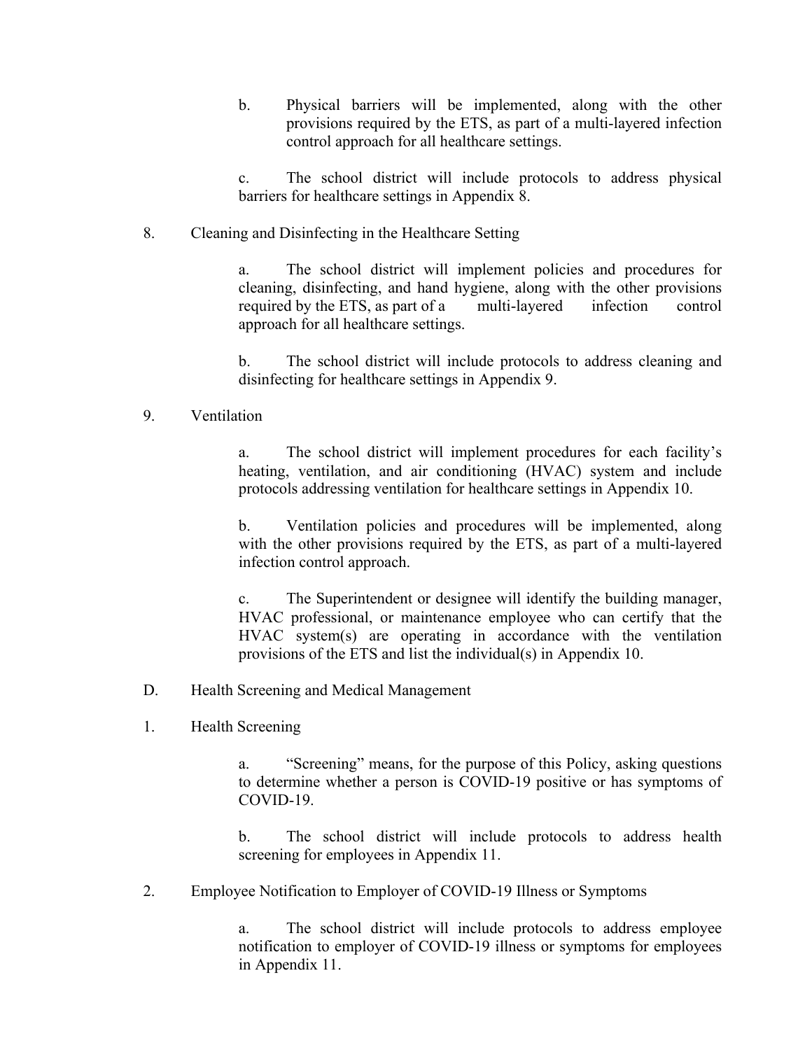b. Physical barriers will be implemented, along with the other provisions required by the ETS, as part of a multi-layered infection control approach for all healthcare settings.

c. The school district will include protocols to address physical barriers for healthcare settings in Appendix 8.

8. Cleaning and Disinfecting in the Healthcare Setting

a. The school district will implement policies and procedures for cleaning, disinfecting, and hand hygiene, along with the other provisions required by the ETS, as part of a multi-layered infection control approach for all healthcare settings.

b. The school district will include protocols to address cleaning and disinfecting for healthcare settings in Appendix 9.

9. Ventilation

a. The school district will implement procedures for each facility's heating, ventilation, and air conditioning (HVAC) system and include protocols addressing ventilation for healthcare settings in Appendix 10.

b. Ventilation policies and procedures will be implemented, along with the other provisions required by the ETS, as part of a multi-layered infection control approach.

c. The Superintendent or designee will identify the building manager, HVAC professional, or maintenance employee who can certify that the HVAC system(s) are operating in accordance with the ventilation provisions of the ETS and list the individual(s) in Appendix 10.

D. Health Screening and Medical Management

1. Health Screening

a. "Screening" means, for the purpose of this Policy, asking questions to determine whether a person is COVID-19 positive or has symptoms of COVID-19.

b. The school district will include protocols to address health screening for employees in Appendix 11.

2. Employee Notification to Employer of COVID-19 Illness or Symptoms

a. The school district will include protocols to address employee notification to employer of COVID-19 illness or symptoms for employees in Appendix 11.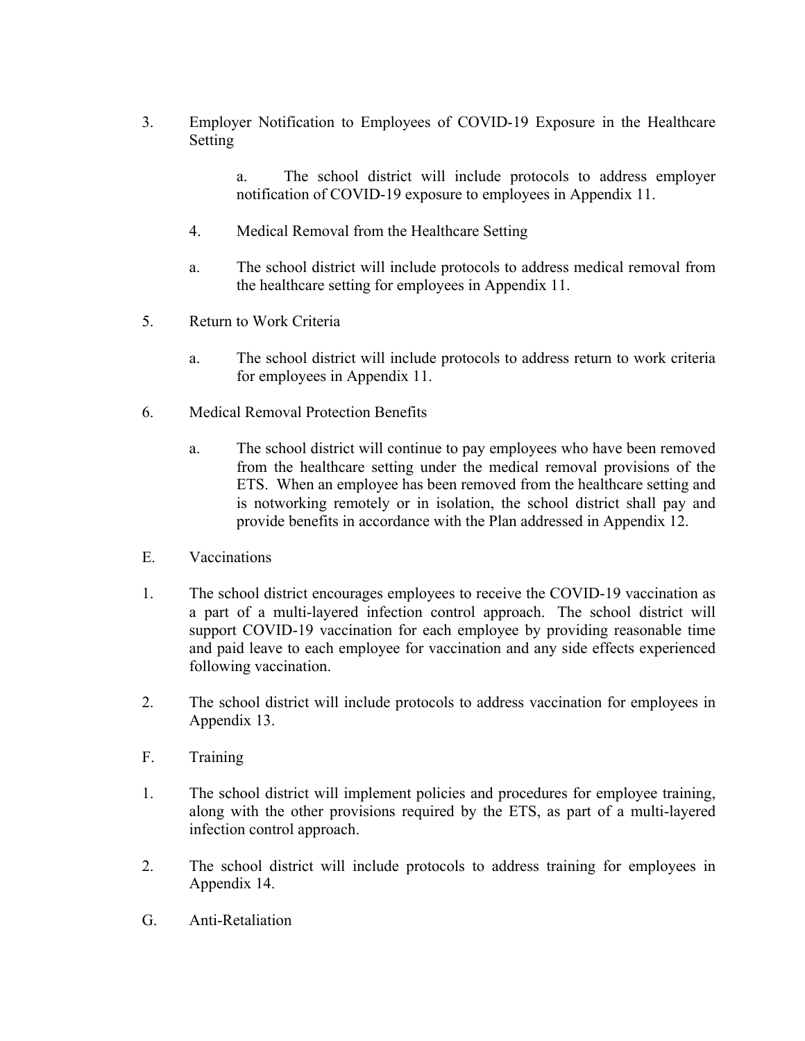3. Employer Notification to Employees of COVID-19 Exposure in the Healthcare Setting

    a. The school district will include protocols to address employer notification of COVID-19 exposure to employees in Appendix 11.

4. Medical Removal from the Healthcare Setting

    a. The school district will include protocols to address medical removal from the healthcare setting for employees in Appendix 11.

5. Return to Work Criteria

    a. The school district will include protocols to address return to work criteria for employees in Appendix 11.

6. Medical Removal Protection Benefits

    a. The school district will continue to pay employees who have been removed from the healthcare setting under the medical removal provisions of the ETS. When an employee has been removed from the healthcare setting and is notworking remotely or in isolation, the school district shall pay and provide benefits in accordance with the Plan addressed in Appendix 12.

E. Vaccinations

1. The school district encourages employees to receive the COVID-19 vaccination as a part of a multi-layered infection control approach. The school district will support COVID-19 vaccination for each employee by providing reasonable time and paid leave to each employee for vaccination and any side effects experienced following vaccination.

2. The school district will include protocols to address vaccination for employees in Appendix 13.

F. Training

1. The school district will implement policies and procedures for employee training, along with the other provisions required by the ETS, as part of a multi-layered infection control approach.

2. The school district will include protocols to address training for employees in Appendix 14.

G. Anti-Retaliation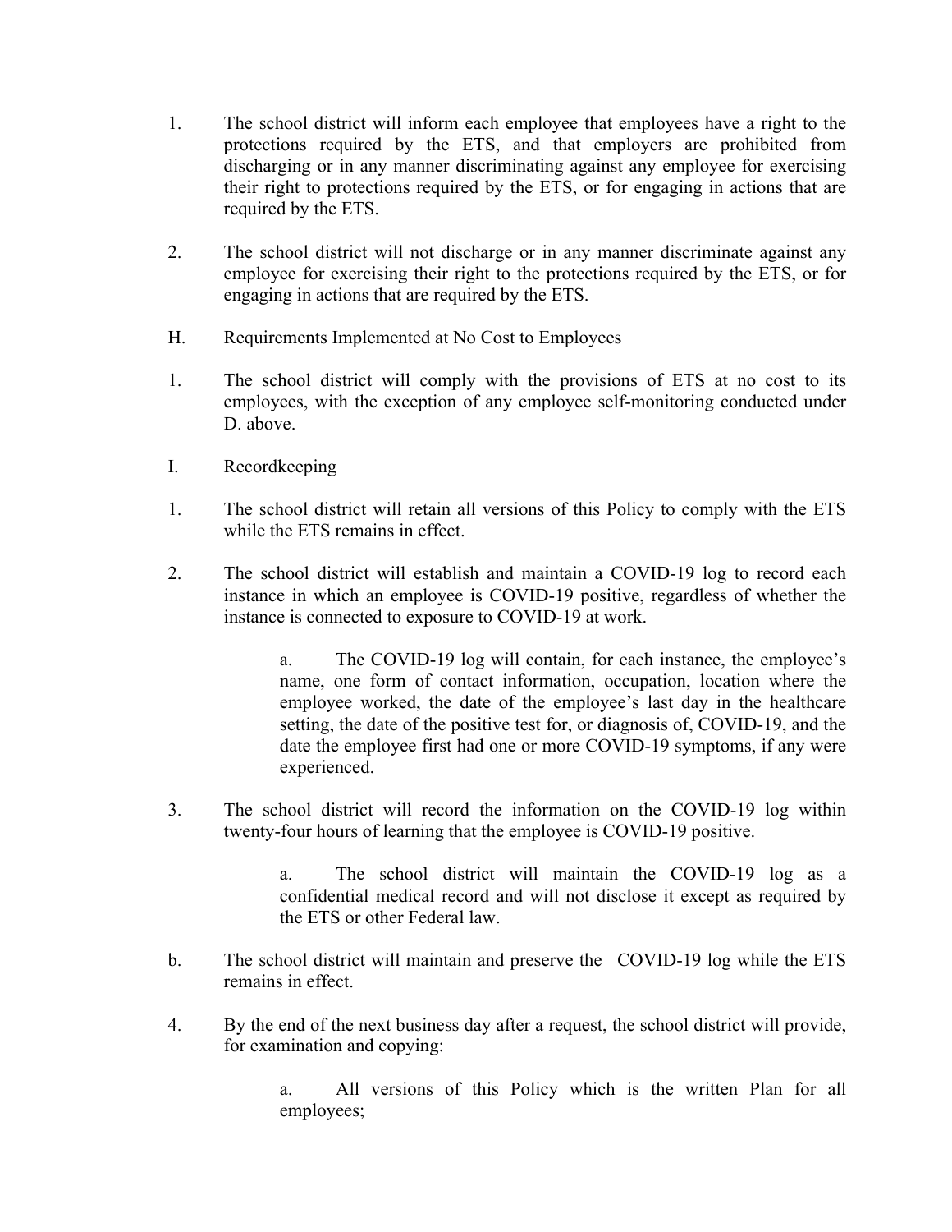1. The school district will inform each employee that employees have a right to the protections required by the ETS, and that employers are prohibited from discharging or in any manner discriminating against any employee for exercising their right to protections required by the ETS, or for engaging in actions that are required by the ETS.

2. The school district will not discharge or in any manner discriminate against any employee for exercising their right to the protections required by the ETS, or for engaging in actions that are required by the ETS.

H. Requirements Implemented at No Cost to Employees

1. The school district will comply with the provisions of ETS at no cost to its employees, with the exception of any employee self-monitoring conducted under D. above.

I. Recordkeeping

1. The school district will retain all versions of this Policy to comply with the ETS while the ETS remains in effect.

2. The school district will establish and maintain a COVID-19 log to record each instance in which an employee is COVID-19 positive, regardless of whether the instance is connected to exposure to COVID-19 at work.

   a. The COVID-19 log will contain, for each instance, the employee's name, one form of contact information, occupation, location where the employee worked, the date of the employee's last day in the healthcare setting, the date of the positive test for, or diagnosis of, COVID-19, and the date the employee first had one or more COVID-19 symptoms, if any were experienced.

3. The school district will record the information on the COVID-19 log within twenty-four hours of learning that the employee is COVID-19 positive.

   a. The school district will maintain the COVID-19 log as a confidential medical record and will not disclose it except as required by the ETS or other Federal law.

b. The school district will maintain and preserve the COVID-19 log while the ETS remains in effect.

4. By the end of the next business day after a request, the school district will provide, for examination and copying:

   a. All versions of this Policy which is the written Plan for all employees;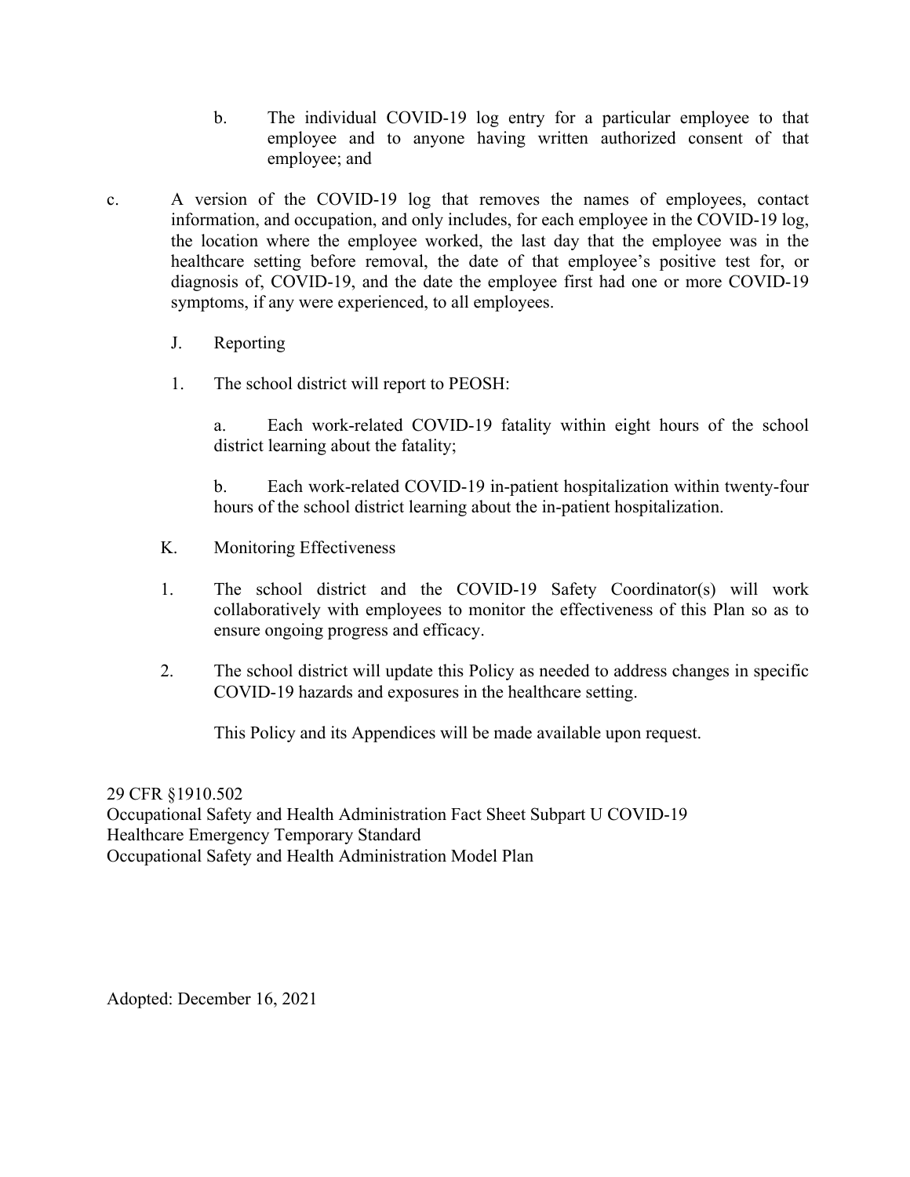b. The individual COVID-19 log entry for a particular employee to that employee and to anyone having written authorized consent of that employee; and

c. A version of the COVID-19 log that removes the names of employees, contact information, and occupation, and only includes, for each employee in the COVID-19 log, the location where the employee worked, the last day that the employee was in the healthcare setting before removal, the date of that employee's positive test for, or diagnosis of, COVID-19, and the date the employee first had one or more COVID-19 symptoms, if any were experienced, to all employees.

J. Reporting

1. The school district will report to PEOSH:

a. Each work-related COVID-19 fatality within eight hours of the school district learning about the fatality;

b. Each work-related COVID-19 in-patient hospitalization within twenty-four hours of the school district learning about the in-patient hospitalization.

K. Monitoring Effectiveness

1. The school district and the COVID-19 Safety Coordinator(s) will work collaboratively with employees to monitor the effectiveness of this Plan so as to ensure ongoing progress and efficacy.

2. The school district will update this Policy as needed to address changes in specific COVID-19 hazards and exposures in the healthcare setting.

This Policy and its Appendices will be made available upon request.

29 CFR §1910.502
Occupational Safety and Health Administration Fact Sheet Subpart U COVID-19 Healthcare Emergency Temporary Standard
Occupational Safety and Health Administration Model Plan

Adopted: December 16, 2021